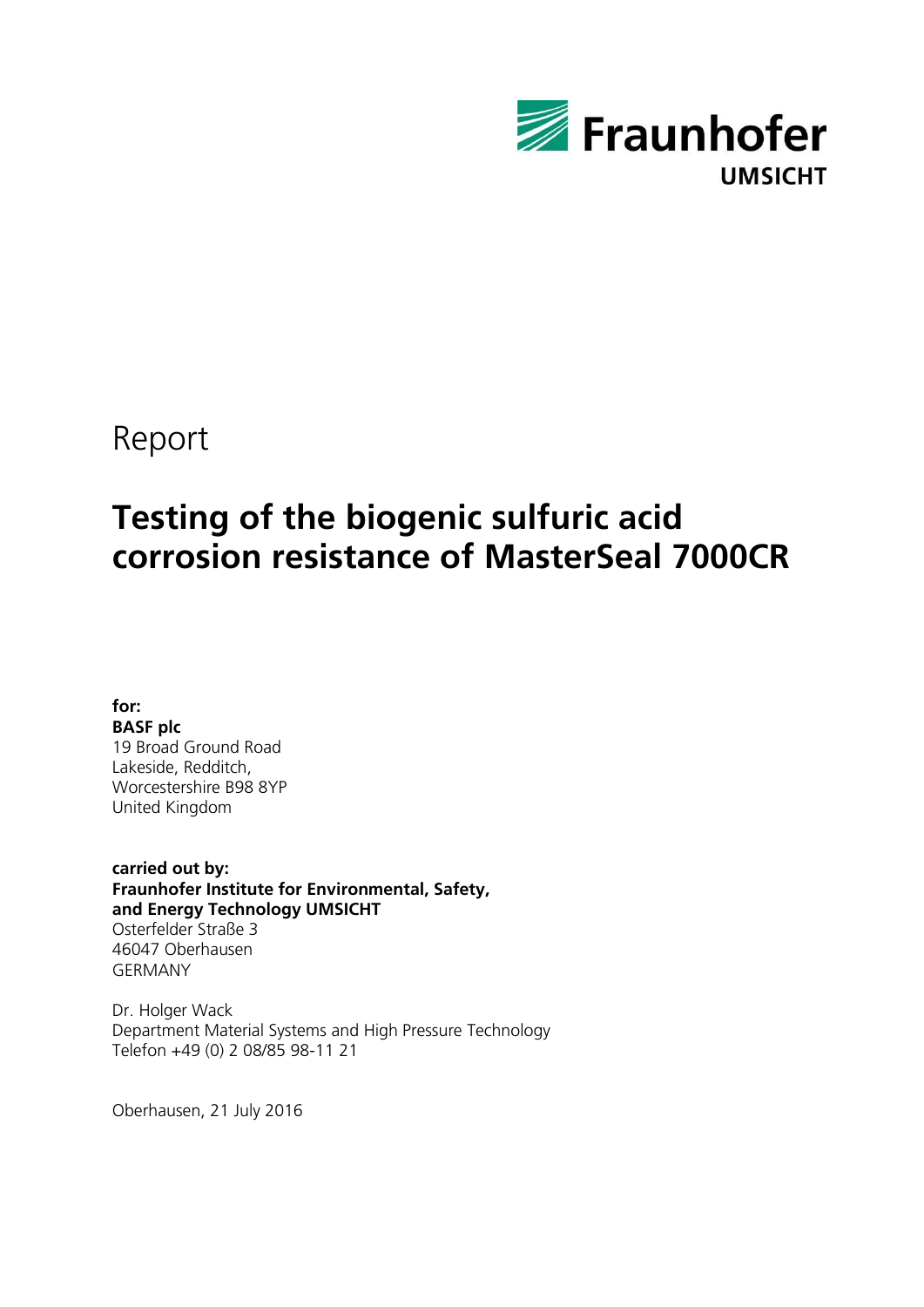Fraunhofer
UMSICHT

Report

# Testing of the biogenic sulfuric acid corrosion resistance of MasterSeal 7000CR

**for:**
**BASF plc**
19 Broad Ground Road
Lakeside, Redditch,
Worcestershire B98 8YP
United Kingdom

**carried out by:**
**Fraunhofer Institute for Environmental, Safety, and Energy Technology UMSICHT**
Osterfelder Straße 3
46047 Oberhausen
GERMANY

Dr. Holger Wack
Department Material Systems and High Pressure Technology
Telefon +49 (0) 2 08/85 98-11 21

Oberhausen, 21 July 2016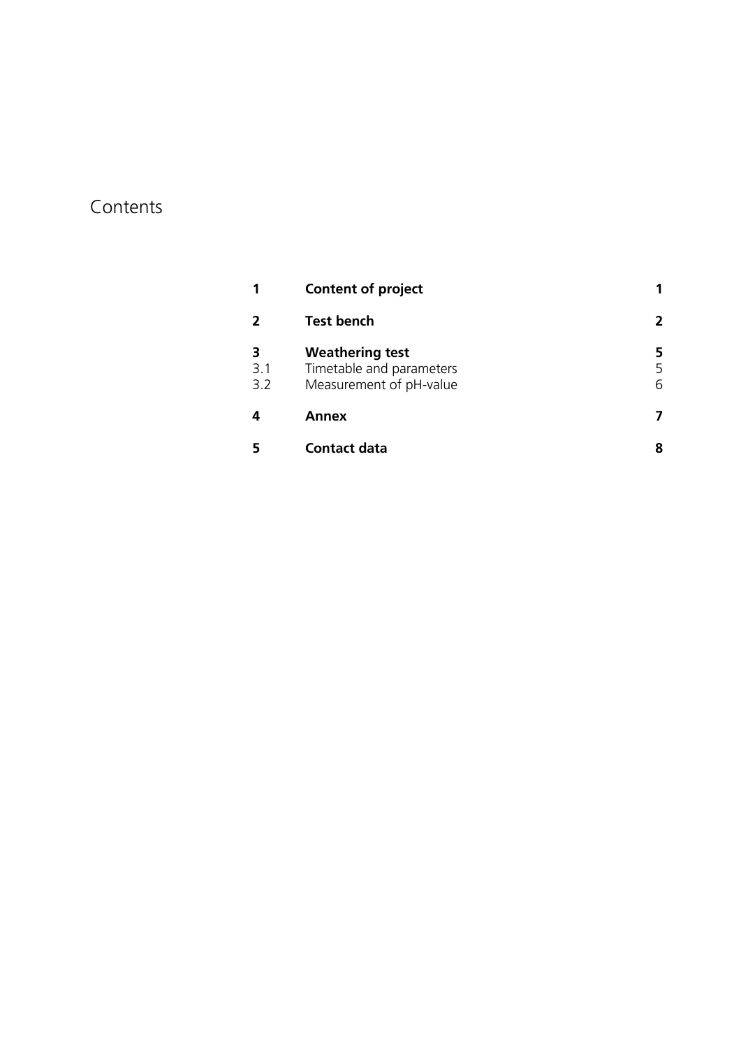# Contents

| | | |
|---|---|---|
| **1** | **Content of project** | **1** |
| **2** | **Test bench** | **2** |
| **3** | **Weathering test** | **5** |
| 3.1 | Timetable and parameters | 5 |
| 3.2 | Measurement of pH-value | 6 |
| **4** | **Annex** | **7** |
| **5** | **Contact data** | **8** |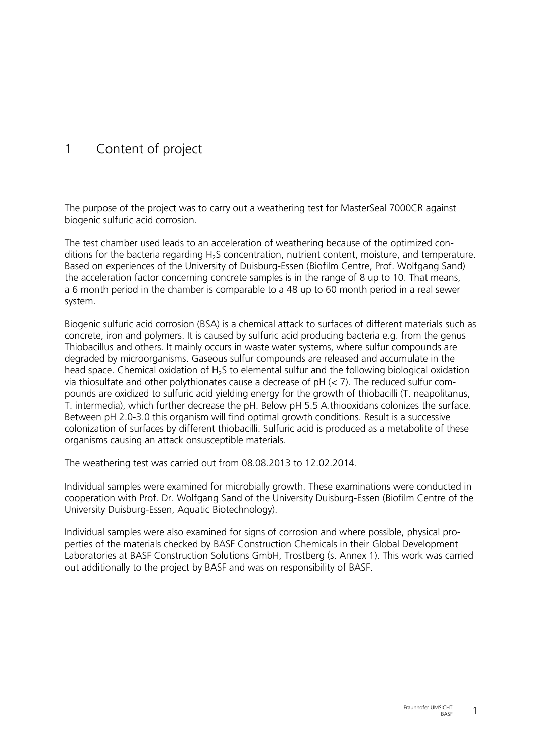# 1 Content of project

The purpose of the project was to carry out a weathering test for MasterSeal 7000CR against biogenic sulfuric acid corrosion.

The test chamber used leads to an acceleration of weathering because of the optimized conditions for the bacteria regarding $H_2S$ concentration, nutrient content, moisture, and temperature. Based on experiences of the University of Duisburg-Essen (Biofilm Centre, Prof. Wolfgang Sand) the acceleration factor concerning concrete samples is in the range of 8 up to 10. That means, a 6 month period in the chamber is comparable to a 48 up to 60 month period in a real sewer system.

Biogenic sulfuric acid corrosion (BSA) is a chemical attack to surfaces of different materials such as concrete, iron and polymers. It is caused by sulfuric acid producing bacteria e.g. from the genus Thiobacillus and others. It mainly occurs in waste water systems, where sulfur compounds are degraded by microorganisms. Gaseous sulfur compounds are released and accumulate in the head space. Chemical oxidation of $H_2S$ to elemental sulfur and the following biological oxidation via thiosulfate and other polythionates cause a decrease of pH ($< 7$). The reduced sulfur compounds are oxidized to sulfuric acid yielding energy for the growth of thiobacilli (T. neapolitanus, T. intermedia), which further decrease the pH. Below pH 5.5 A.thiooxidans colonizes the surface. Between pH 2.0-3.0 this organism will find optimal growth conditions. Result is a successive colonization of surfaces by different thiobacilli. Sulfuric acid is produced as a metabolite of these organisms causing an attack onsusceptible materials.

The weathering test was carried out from 08.08.2013 to 12.02.2014.

Individual samples were examined for microbially growth. These examinations were conducted in cooperation with Prof. Dr. Wolfgang Sand of the University Duisburg-Essen (Biofilm Centre of the University Duisburg-Essen, Aquatic Biotechnology).

Individual samples were also examined for signs of corrosion and where possible, physical properties of the materials checked by BASF Construction Chemicals in their Global Development Laboratories at BASF Construction Solutions GmbH, Trostberg (s. Annex 1). This work was carried out additionally to the project by BASF and was on responsibility of BASF.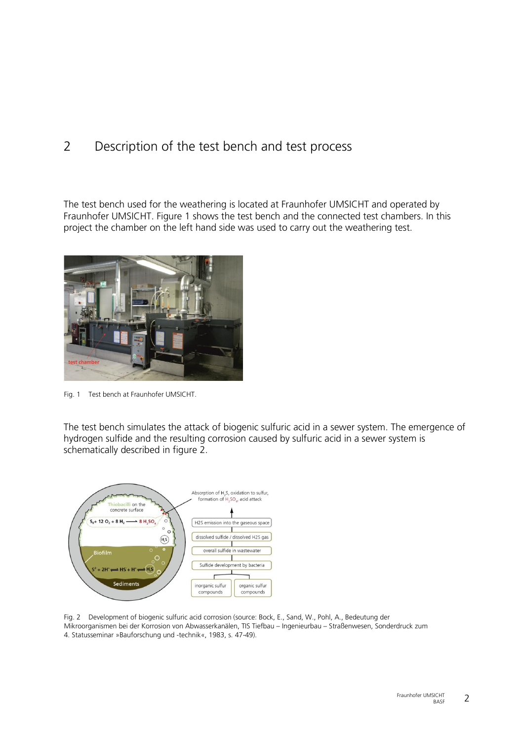## 2 Description of the test bench and test process

The test bench used for the weathering is located at Fraunhofer UMSICHT and operated by Fraunhofer UMSICHT. Figure 1 shows the test bench and the connected test chambers. In this project the chamber on the left hand side was used to carry out the weathering test.

Fig. 1 Test bench at Fraunhofer UMSICHT.

The test bench simulates the attack of biogenic sulfuric acid in a sewer system. The emergence of hydrogen sulfide and the resulting corrosion caused by sulfuric acid in a sewer system is schematically described in figure 2.

Fig. 2 Development of biogenic sulfuric acid corrosion (source: Bock, E., Sand, W., Pohl, A., Bedeutung der Mikroorganismen bei der Korrosion von Abwasserkanälen, TIS Tiefbau – Ingenieurbau – Straßenwesen, Sonderdruck zum 4. Statusseminar »Bauforschung und -technik«, 1983, s. 47-49).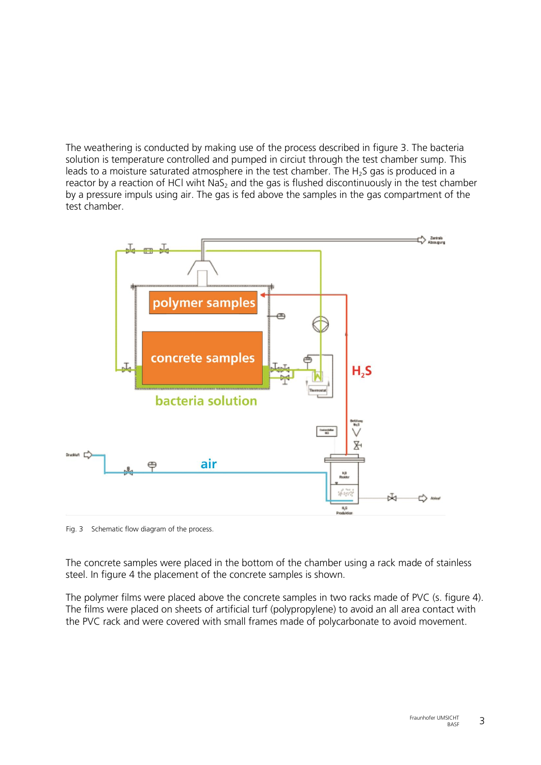The weathering is conducted by making use of the process described in figure 3. The bacteria solution is temperature controlled and pumped in circiut through the test chamber sump. This leads to a moisture saturated atmosphere in the test chamber. The $H_2S$ gas is produced in a reactor by a reaction of HCl wiht $NaS_2$ and the gas is flushed discontinuously in the test chamber by a pressure impuls using air. The gas is fed above the samples in the gas compartment of the test chamber.

Fig. 3 Schematic flow diagram of the process.

The concrete samples were placed in the bottom of the chamber using a rack made of stainless steel. In figure 4 the placement of the concrete samples is shown.

The polymer films were placed above the concrete samples in two racks made of PVC (s. figure 4). The films were placed on sheets of artificial turf (polypropylene) to avoid an all area contact with the PVC rack and were covered with small frames made of polycarbonate to avoid movement.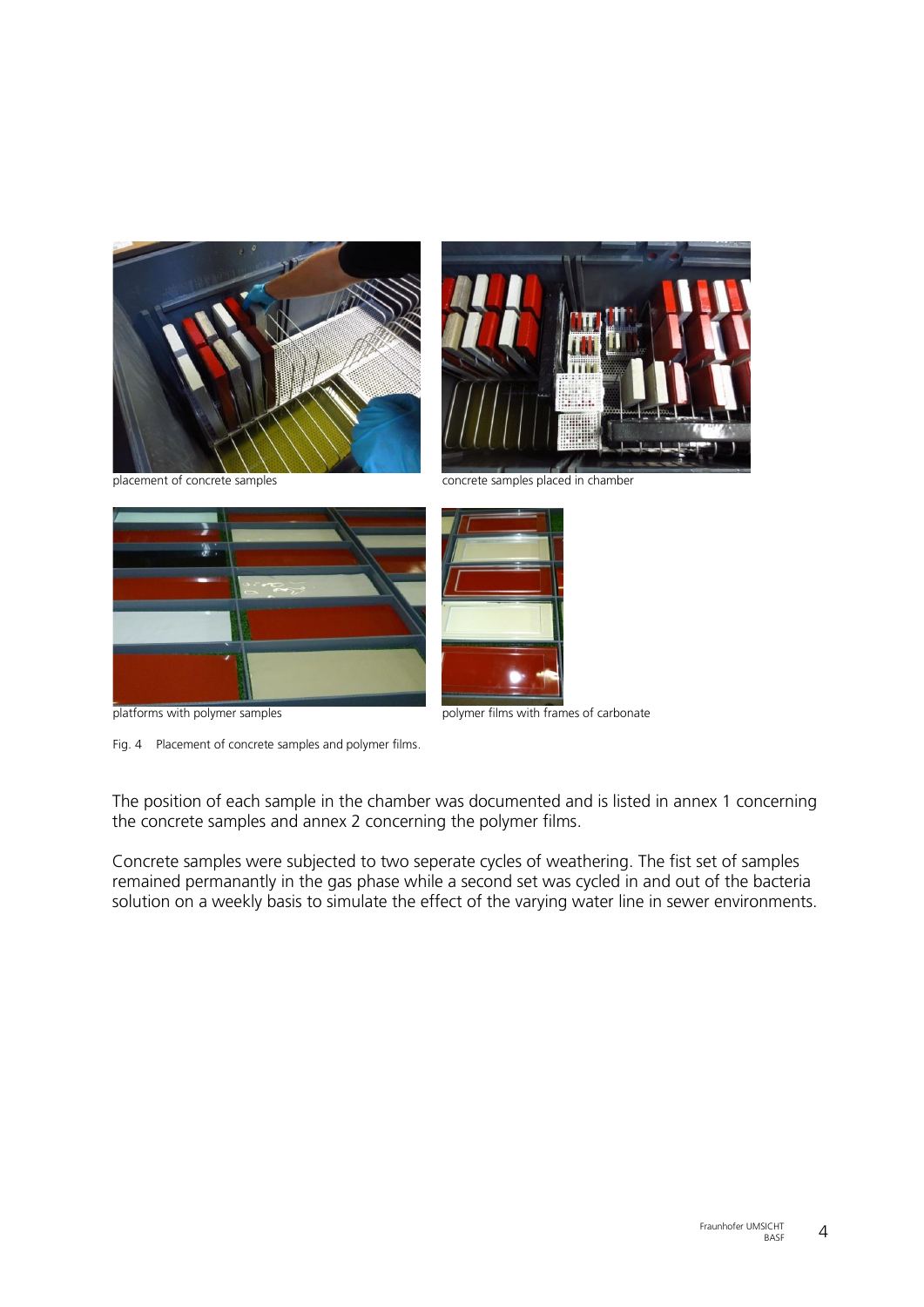placement of concrete samples

concrete samples placed in chamber

platforms with polymer samples

polymer films with frames of carbonate

Fig. 4 Placement of concrete samples and polymer films.

The position of each sample in the chamber was documented and is listed in annex 1 concerning the concrete samples and annex 2 concerning the polymer films.

Concrete samples were subjected to two seperate cycles of weathering. The fist set of samples remained permanantly in the gas phase while a second set was cycled in and out of the bacteria solution on a weekly basis to simulate the effect of the varying water line in sewer environments.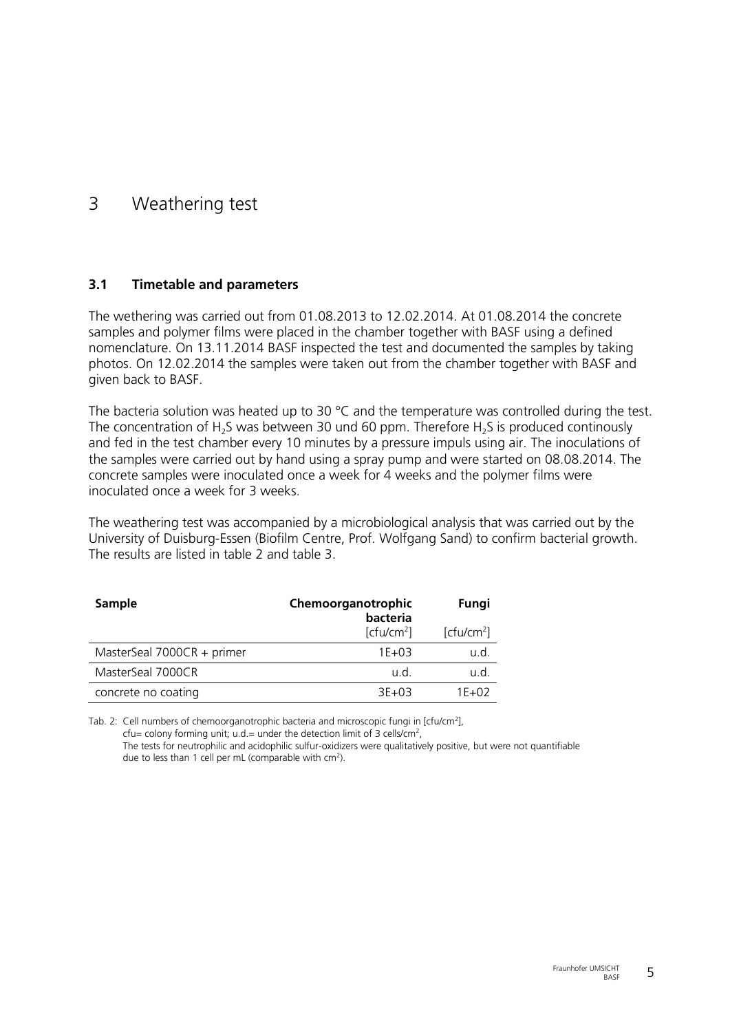# 3 Weathering test

### 3.1 Timetable and parameters

The wethering was carried out from 01.08.2013 to 12.02.2014. At 01.08.2014 the concrete samples and polymer films were placed in the chamber together with BASF using a defined nomenclature. On 13.11.2014 BASF inspected the test and documented the samples by taking photos. On 12.02.2014 the samples were taken out from the chamber together with BASF and given back to BASF.

The bacteria solution was heated up to 30 °C and the temperature was controlled during the test. The concentration of $H_2S$ was between 30 und 60 ppm. Therefore $H_2S$ is produced continously and fed in the test chamber every 10 minutes by a pressure impuls using air. The inoculations of the samples were carried out by hand using a spray pump and were started on 08.08.2014. The concrete samples were inoculated once a week for 4 weeks and the polymer films were inoculated once a week for 3 weeks.

The weathering test was accompanied by a microbiological analysis that was carried out by the University of Duisburg-Essen (Biofilm Centre, Prof. Wolfgang Sand) to confirm bacterial growth. The results are listed in table 2 and table 3.

| **Sample** | **Chemoorganotrophic bacteria** [cfu/cm²] | **Fungi** [cfu/cm²] |
|---|---|---|
| MasterSeal 7000CR + primer | 1E+03 | u.d. |
| MasterSeal 7000CR | u.d. | u.d. |
| concrete no coating | 3E+03 | 1E+02 |

Tab. 2: Cell numbers of chemoorganotrophic bacteria and microscopic fungi in [cfu/cm²], cfu= colony forming unit; u.d.= under the detection limit of 3 cells/cm², The tests for neutrophilic and acidophilic sulfur-oxidizers were qualitatively positive, but were not quantifiable due to less than 1 cell per mL (comparable with cm²).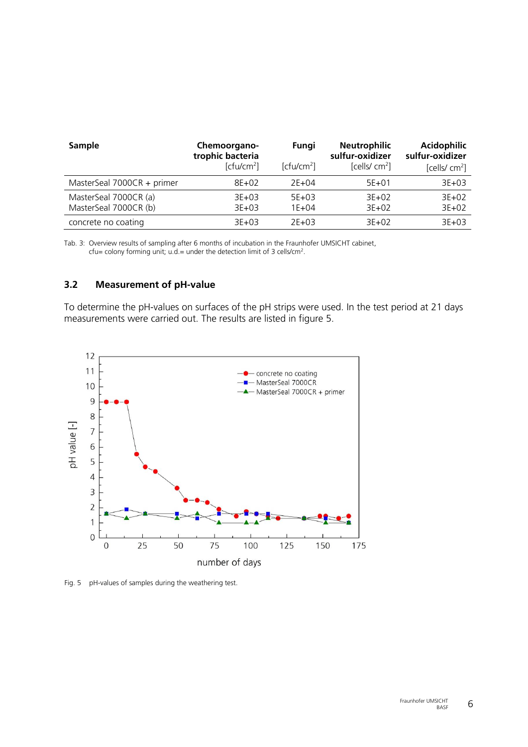| Sample | Chemoorgano-trophic bacteria [cfu/cm$^2$] | Fungi [cfu/cm$^2$] | Neutrophilic sulfur-oxidizer [cells/ cm$^2$] | Acidophilic sulfur-oxidizer [cells/ cm$^2$] |
|---|---|---|---|---|
| MasterSeal 7000CR + primer | 8E+02 | 2E+04 | 5E+01 | 3E+03 |
| MasterSeal 7000CR (a) | 3E+03 | 5E+03 | 3E+02 | 3E+02 |
| MasterSeal 7000CR (b) | 3E+03 | 1E+04 | 3E+02 | 3E+02 |
| concrete no coating | 3E+03 | 2E+03 | 3E+02 | 3E+03 |

Tab. 3: Overview results of sampling after 6 months of incubation in the Fraunhofer UMSICHT cabinet, cfu= colony forming unit; u.d.= under the detection limit of 3 cells/cm$^2$.

## 3.2 Measurement of pH-value

To determine the pH-values on surfaces of the pH strips were used. In the test period at 21 days measurements were carried out. The results are listed in figure 5.

Fig. 5 pH-values of samples during the weathering test.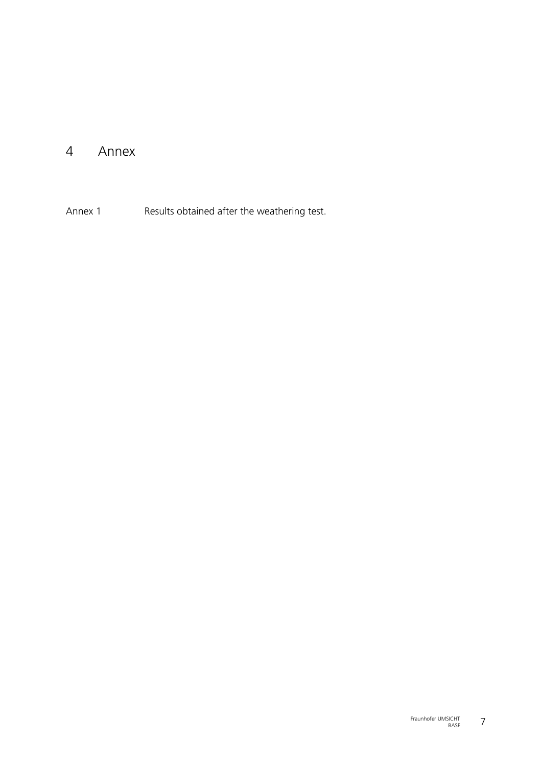# 4 Annex

Annex 1 Results obtained after the weathering test.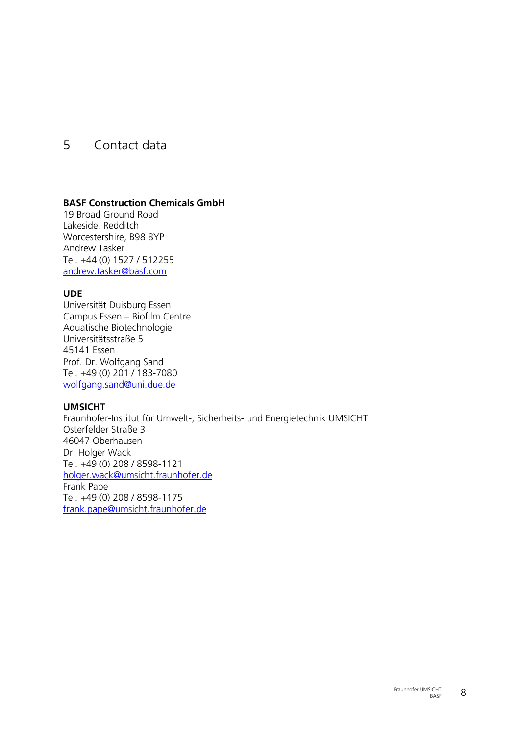# 5 Contact data

**BASF Construction Chemicals GmbH**
19 Broad Ground Road
Lakeside, Redditch
Worcestershire, B98 8YP
Andrew Tasker
Tel. +44 (0) 1527 / 512255
andrew.tasker@basf.com

**UDE**
Universität Duisburg Essen
Campus Essen – Biofilm Centre
Aquatische Biotechnologie
Universitätsstraße 5
45141 Essen
Prof. Dr. Wolfgang Sand
Tel. +49 (0) 201 / 183-7080
wolfgang.sand@uni.due.de

**UMSICHT**
Fraunhofer-Institut für Umwelt-, Sicherheits- und Energietechnik UMSICHT
Osterfelder Straße 3
46047 Oberhausen
Dr. Holger Wack
Tel. +49 (0) 208 / 8598-1121
holger.wack@umsicht.fraunhofer.de
Frank Pape
Tel. +49 (0) 208 / 8598-1175
frank.pape@umsicht.fraunhofer.de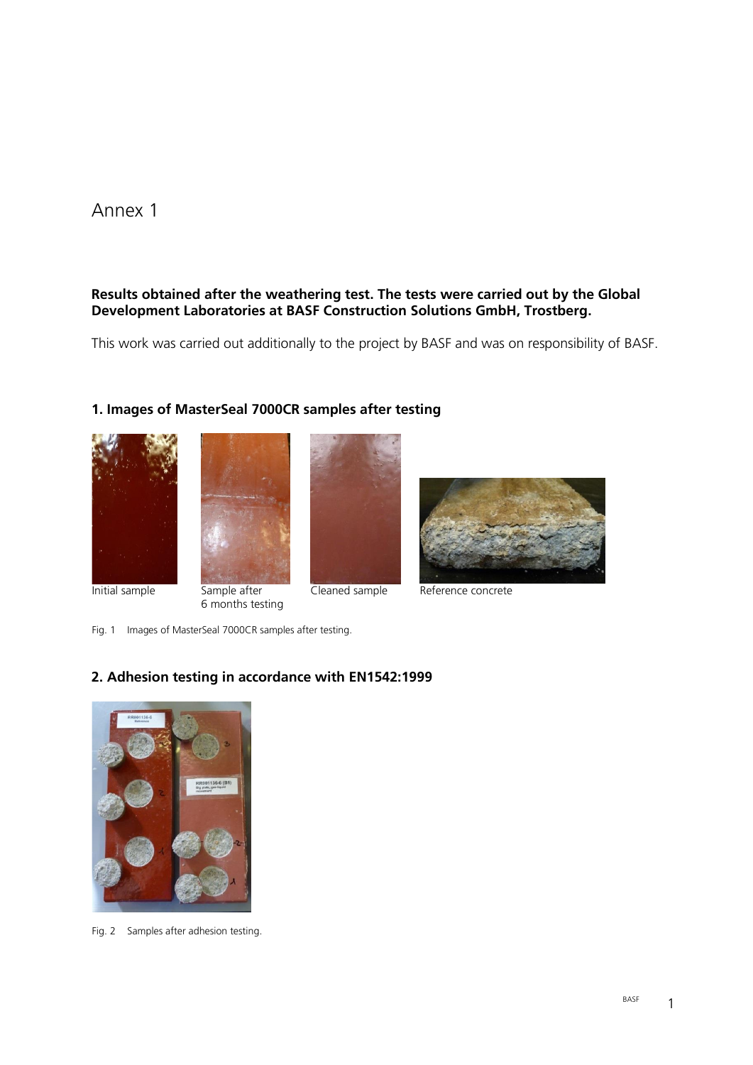# Annex 1

**Results obtained after the weathering test. The tests were carried out by the Global Development Laboratories at BASF Construction Solutions GmbH, Trostberg.**

This work was carried out additionally to the project by BASF and was on responsibility of BASF.

## 1. Images of MasterSeal 7000CR samples after testing

Initial sample

Sample after 6 months testing

Cleaned sample

Reference concrete

Fig. 1 Images of MasterSeal 7000CR samples after testing.

## 2. Adhesion testing in accordance with EN1542:1999

Fig. 2 Samples after adhesion testing.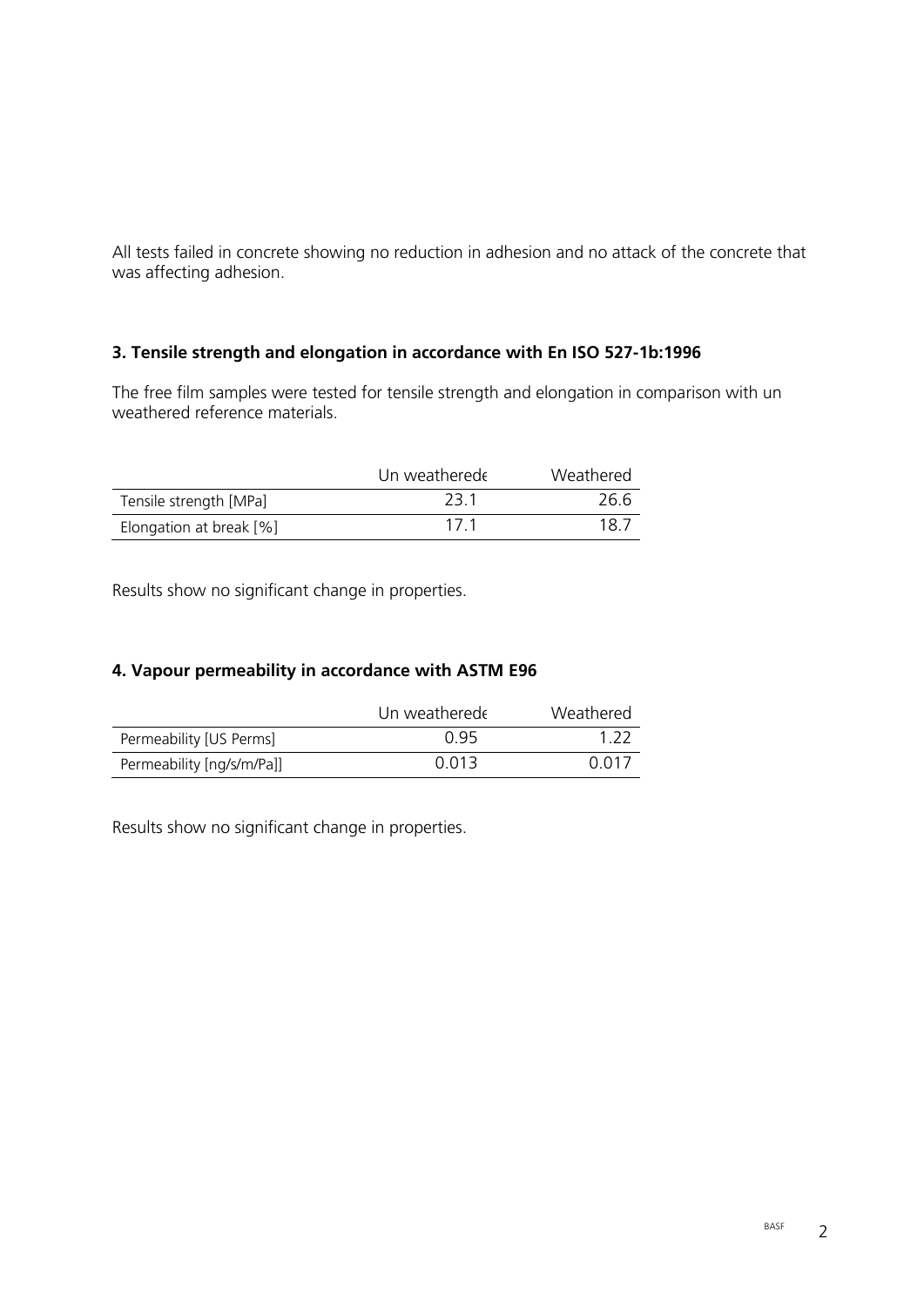All tests failed in concrete showing no reduction in adhesion and no attack of the concrete that was affecting adhesion.

### 3. Tensile strength and elongation in accordance with En ISO 527-1b:1996

The free film samples were tested for tensile strength and elongation in comparison with un weathered reference materials.

| | Un weatherede | Weathered |
|---|---|---|
| Tensile strength [MPa] | 23.1 | 26.6 |
| Elongation at break [%] | 17.1 | 18.7 |

Results show no significant change in properties.

### 4. Vapour permeability in accordance with ASTM E96

| | Un weatherede | Weathered |
|---|---|---|
| Permeability [US Perms] | 0.95 | 1.22 |
| Permeability [ng/s/m/Pa]] | 0.013 | 0.017 |

Results show no significant change in properties.